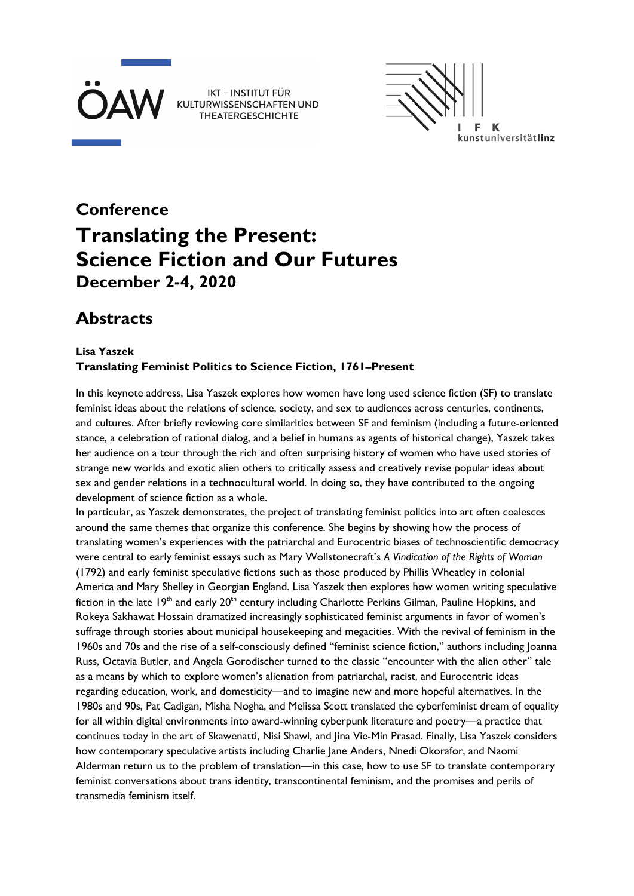ÖAW IKT – INSTITUT FÜR KULTURWISSENSCHAFTEN UND THEATERGESCHICHTE

I F K kunstuniversitätlinz

# Conference

# Translating the Present: Science Fiction and Our Futures

### December 2-4, 2020

## Abstracts

**Lisa Yaszek**
**Translating Feminist Politics to Science Fiction, 1761–Present**

In this keynote address, Lisa Yaszek explores how women have long used science fiction (SF) to translate feminist ideas about the relations of science, society, and sex to audiences across centuries, continents, and cultures. After briefly reviewing core similarities between SF and feminism (including a future-oriented stance, a celebration of rational dialog, and a belief in humans as agents of historical change), Yaszek takes her audience on a tour through the rich and often surprising history of women who have used stories of strange new worlds and exotic alien others to critically assess and creatively revise popular ideas about sex and gender relations in a technocultural world. In doing so, they have contributed to the ongoing development of science fiction as a whole.

In particular, as Yaszek demonstrates, the project of translating feminist politics into art often coalesces around the same themes that organize this conference. She begins by showing how the process of translating women's experiences with the patriarchal and Eurocentric biases of technoscientific democracy were central to early feminist essays such as Mary Wollstonecraft's *A Vindication of the Rights of Woman* (1792) and early feminist speculative fictions such as those produced by Phillis Wheatley in colonial America and Mary Shelley in Georgian England. Lisa Yaszek then explores how women writing speculative fiction in the late 19th and early 20th century including Charlotte Perkins Gilman, Pauline Hopkins, and Rokeya Sakhawat Hossain dramatized increasingly sophisticated feminist arguments in favor of women's suffrage through stories about municipal housekeeping and megacities. With the revival of feminism in the 1960s and 70s and the rise of a self-consciously defined "feminist science fiction," authors including Joanna Russ, Octavia Butler, and Angela Gorodischer turned to the classic "encounter with the alien other" tale as a means by which to explore women's alienation from patriarchal, racist, and Eurocentric ideas regarding education, work, and domesticity—and to imagine new and more hopeful alternatives. In the 1980s and 90s, Pat Cadigan, Misha Nogha, and Melissa Scott translated the cyberfeminist dream of equality for all within digital environments into award-winning cyberpunk literature and poetry—a practice that continues today in the art of Skawenatti, Nisi Shawl, and Jina Vie-Min Prasad. Finally, Lisa Yaszek considers how contemporary speculative artists including Charlie Jane Anders, Nnedi Okorafor, and Naomi Alderman return us to the problem of translation—in this case, how to use SF to translate contemporary feminist conversations about trans identity, transcontinental feminism, and the promises and perils of transmedia feminism itself.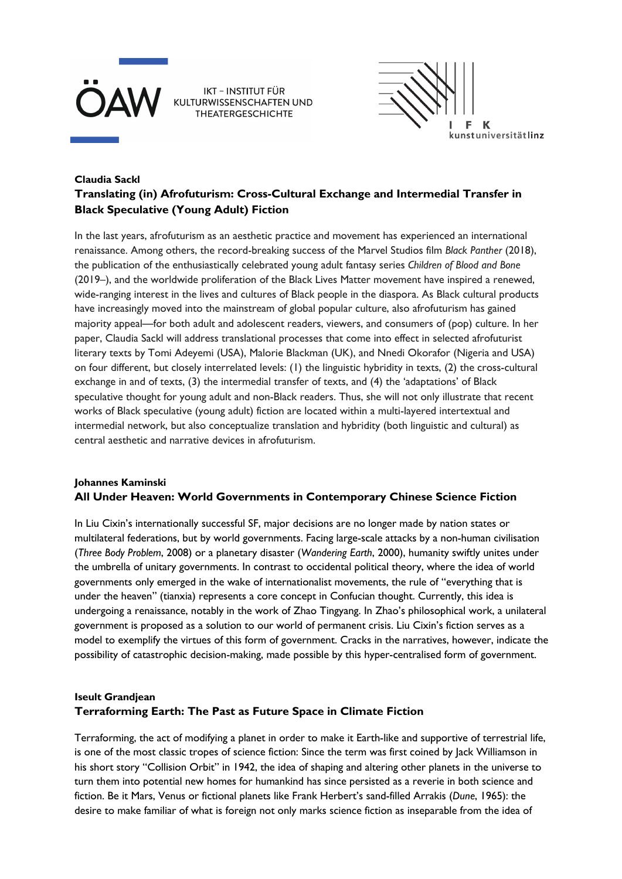**Claudia Sackl**

**Translating (in) Afrofuturism: Cross-Cultural Exchange and Intermedial Transfer in Black Speculative (Young Adult) Fiction**

In the last years, afrofuturism as an aesthetic practice and movement has experienced an international renaissance. Among others, the record-breaking success of the Marvel Studios film *Black Panther* (2018), the publication of the enthusiastically celebrated young adult fantasy series *Children of Blood and Bone* (2019–), and the worldwide proliferation of the Black Lives Matter movement have inspired a renewed, wide-ranging interest in the lives and cultures of Black people in the diaspora. As Black cultural products have increasingly moved into the mainstream of global popular culture, also afrofuturism has gained majority appeal—for both adult and adolescent readers, viewers, and consumers of (pop) culture. In her paper, Claudia Sackl will address translational processes that come into effect in selected afrofuturist literary texts by Tomi Adeyemi (USA), Malorie Blackman (UK), and Nnedi Okorafor (Nigeria and USA) on four different, but closely interrelated levels: (1) the linguistic hybridity in texts, (2) the cross-cultural exchange in and of texts, (3) the intermedial transfer of texts, and (4) the 'adaptations' of Black speculative thought for young adult and non-Black readers. Thus, she will not only illustrate that recent works of Black speculative (young adult) fiction are located within a multi-layered intertextual and intermedial network, but also conceptualize translation and hybridity (both linguistic and cultural) as central aesthetic and narrative devices in afrofuturism.

**Johannes Kaminski**

**All Under Heaven: World Governments in Contemporary Chinese Science Fiction**

In Liu Cixin's internationally successful SF, major decisions are no longer made by nation states or multilateral federations, but by world governments. Facing large-scale attacks by a non-human civilisation (*Three Body Problem*, 2008) or a planetary disaster (*Wandering Earth*, 2000), humanity swiftly unites under the umbrella of unitary governments. In contrast to occidental political theory, where the idea of world governments only emerged in the wake of internationalist movements, the rule of "everything that is under the heaven" (tianxia) represents a core concept in Confucian thought. Currently, this idea is undergoing a renaissance, notably in the work of Zhao Tingyang. In Zhao's philosophical work, a unilateral government is proposed as a solution to our world of permanent crisis. Liu Cixin's fiction serves as a model to exemplify the virtues of this form of government. Cracks in the narratives, however, indicate the possibility of catastrophic decision-making, made possible by this hyper-centralised form of government.

**Iseult Grandjean**

**Terraforming Earth: The Past as Future Space in Climate Fiction**

Terraforming, the act of modifying a planet in order to make it Earth-like and supportive of terrestrial life, is one of the most classic tropes of science fiction: Since the term was first coined by Jack Williamson in his short story "Collision Orbit" in 1942, the idea of shaping and altering other planets in the universe to turn them into potential new homes for humankind has since persisted as a reverie in both science and fiction. Be it Mars, Venus or fictional planets like Frank Herbert's sand-filled Arrakis (*Dune*, 1965): the desire to make familiar of what is foreign not only marks science fiction as inseparable from the idea of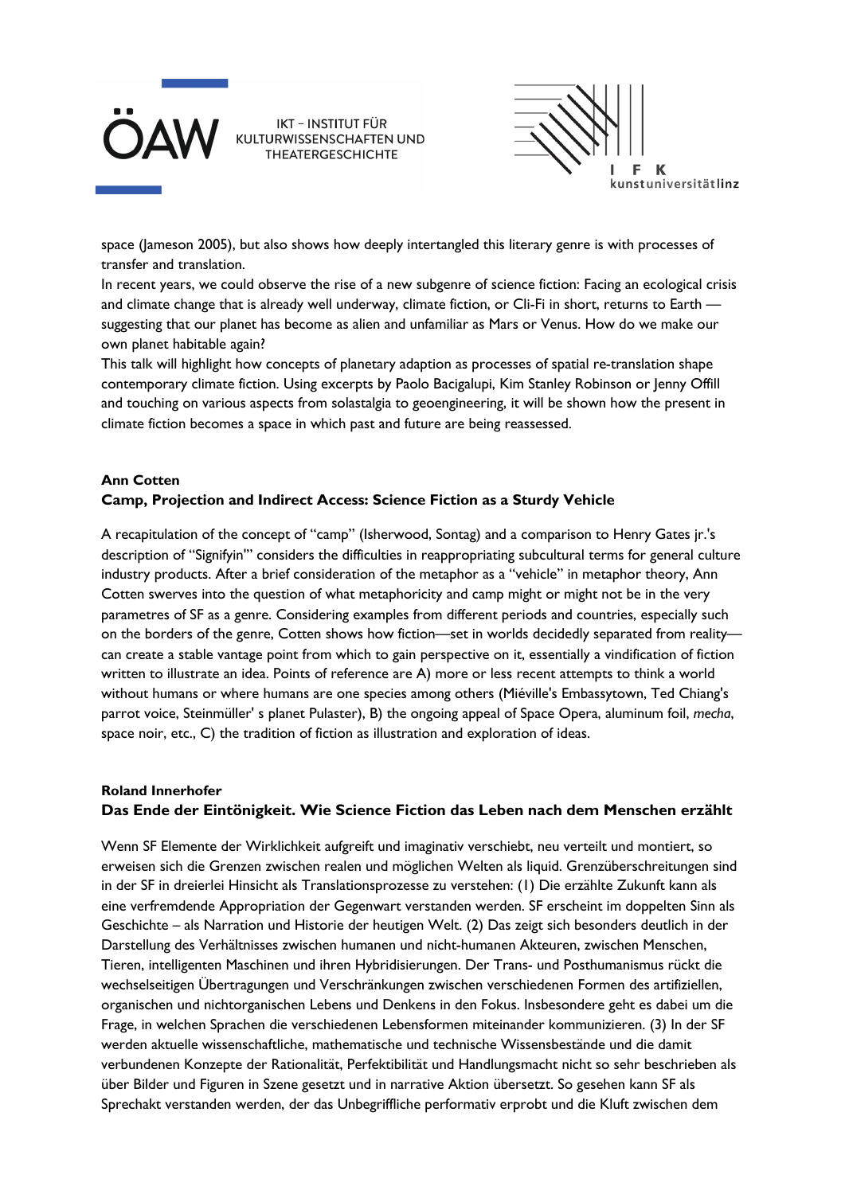space (Jameson 2005), but also shows how deeply intertangled this literary genre is with processes of transfer and translation.

In recent years, we could observe the rise of a new subgenre of science fiction: Facing an ecological crisis and climate change that is already well underway, climate fiction, or Cli-Fi in short, returns to Earth — suggesting that our planet has become as alien and unfamiliar as Mars or Venus. How do we make our own planet habitable again?

This talk will highlight how concepts of planetary adaption as processes of spatial re-translation shape contemporary climate fiction. Using excerpts by Paolo Bacigalupi, Kim Stanley Robinson or Jenny Offill and touching on various aspects from solastalgia to geoengineering, it will be shown how the present in climate fiction becomes a space in which past and future are being reassessed.

**Ann Cotten**

**Camp, Projection and Indirect Access: Science Fiction as a Sturdy Vehicle**

A recapitulation of the concept of "camp" (Isherwood, Sontag) and a comparison to Henry Gates jr.'s description of "Signifyin'" considers the difficulties in reappropriating subcultural terms for general culture industry products. After a brief consideration of the metaphor as a "vehicle" in metaphor theory, Ann Cotten swerves into the question of what metaphoricity and camp might or might not be in the very parametres of SF as a genre. Considering examples from different periods and countries, especially such on the borders of the genre, Cotten shows how fiction—set in worlds decidedly separated from reality—can create a stable vantage point from which to gain perspective on it, essentially a vindification of fiction written to illustrate an idea. Points of reference are A) more or less recent attempts to think a world without humans or where humans are one species among others (Miéville's Embassytown, Ted Chiang's parrot voice, Steinmüller' s planet Pulaster), B) the ongoing appeal of Space Opera, aluminum foil, *mecha*, space noir, etc., C) the tradition of fiction as illustration and exploration of ideas.

**Roland Innerhofer**

**Das Ende der Eintönigkeit. Wie Science Fiction das Leben nach dem Menschen erzählt**

Wenn SF Elemente der Wirklichkeit aufgreift und imaginativ verschiebt, neu verteilt und montiert, so erweisen sich die Grenzen zwischen realen und möglichen Welten als liquid. Grenzüberschreitungen sind in der SF in dreierlei Hinsicht als Translationsprozesse zu verstehen: (1) Die erzählte Zukunft kann als eine verfremdende Appropriation der Gegenwart verstanden werden. SF erscheint im doppelten Sinn als Geschichte – als Narration und Historie der heutigen Welt. (2) Das zeigt sich besonders deutlich in der Darstellung des Verhältnisses zwischen humanen und nicht-humanen Akteuren, zwischen Menschen, Tieren, intelligenten Maschinen und ihren Hybridisierungen. Der Trans- und Posthumanismus rückt die wechselseitigen Übertragungen und Verschränkungen zwischen verschiedenen Formen des artifiziellen, organischen und nichtorganischen Lebens und Denkens in den Fokus. Insbesondere geht es dabei um die Frage, in welchen Sprachen die verschiedenen Lebensformen miteinander kommunizieren. (3) In der SF werden aktuelle wissenschaftliche, mathematische und technische Wissensbestände und die damit verbundenen Konzepte der Rationalität, Perfektibilität und Handlungsmacht nicht so sehr beschrieben als über Bilder und Figuren in Szene gesetzt und in narrative Aktion übersetzt. So gesehen kann SF als Sprechakt verstanden werden, der das Unbegriffliche performativ erprobt und die Kluft zwischen dem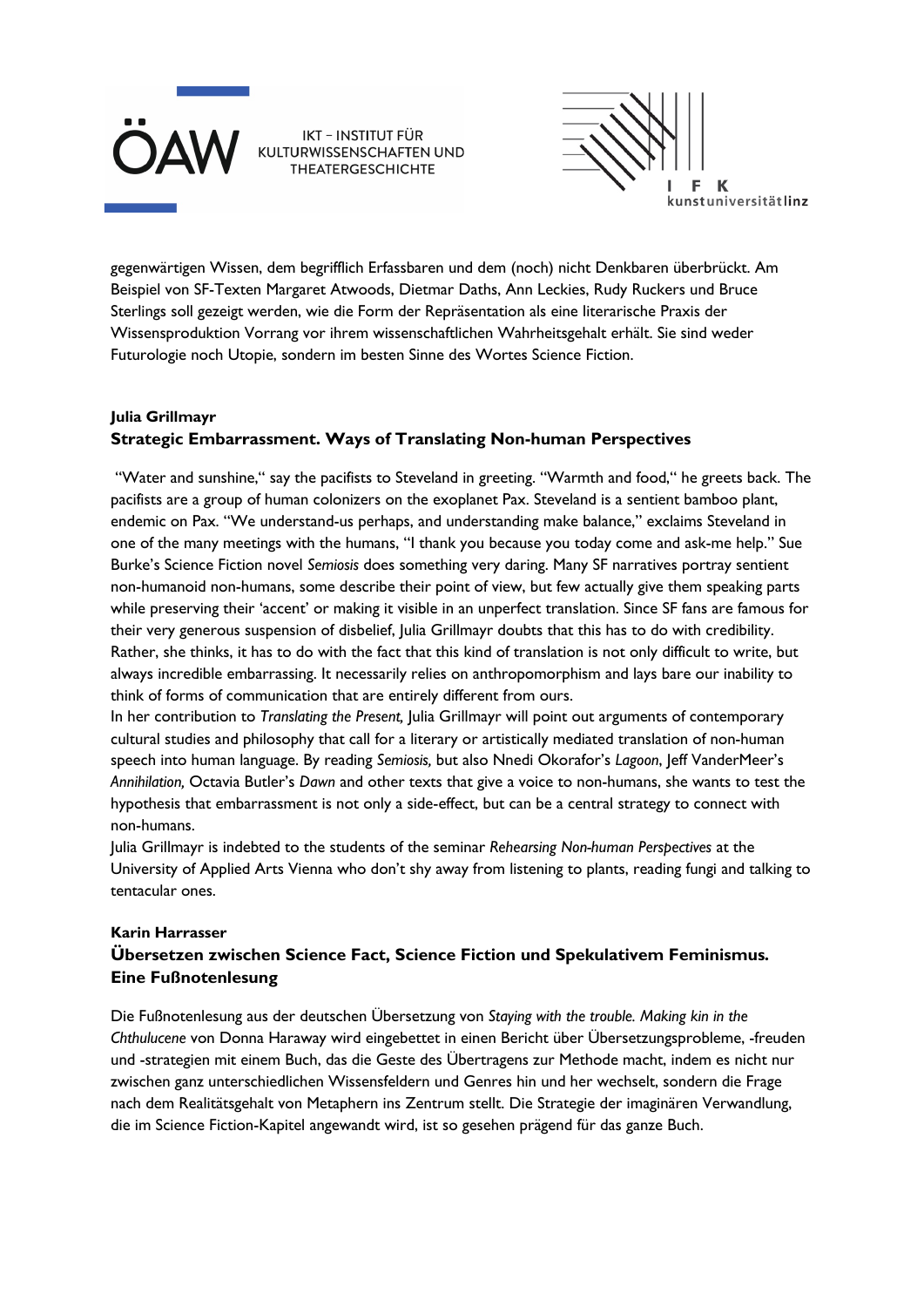gegenwärtigen Wissen, dem begrifflich Erfassbaren und dem (noch) nicht Denkbaren überbrückt. Am Beispiel von SF-Texten Margaret Atwoods, Dietmar Daths, Ann Leckies, Rudy Ruckers und Bruce Sterlings soll gezeigt werden, wie die Form der Repräsentation als eine literarische Praxis der Wissensproduktion Vorrang vor ihrem wissenschaftlichen Wahrheitsgehalt erhält. Sie sind weder Futurologie noch Utopie, sondern im besten Sinne des Wortes Science Fiction.

**Julia Grillmayr**
**Strategic Embarrassment. Ways of Translating Non-human Perspectives**

"Water and sunshine," say the pacifists to Steveland in greeting. "Warmth and food," he greets back. The pacifists are a group of human colonizers on the exoplanet Pax. Steveland is a sentient bamboo plant, endemic on Pax. "We understand-us perhaps, and understanding make balance," exclaims Steveland in one of the many meetings with the humans, "I thank you because you today come and ask-me help." Sue Burke's Science Fiction novel *Semiosis* does something very daring. Many SF narratives portray sentient non-humanoid non-humans, some describe their point of view, but few actually give them speaking parts while preserving their 'accent' or making it visible in an unperfect translation. Since SF fans are famous for their very generous suspension of disbelief, Julia Grillmayr doubts that this has to do with credibility. Rather, she thinks, it has to do with the fact that this kind of translation is not only difficult to write, but always incredible embarrassing. It necessarily relies on anthropomorphism and lays bare our inability to think of forms of communication that are entirely different from ours.
In her contribution to *Translating the Present,* Julia Grillmayr will point out arguments of contemporary cultural studies and philosophy that call for a literary or artistically mediated translation of non-human speech into human language. By reading *Semiosis,* but also Nnedi Okorafor's *Lagoon*, Jeff VanderMeer's *Annihilation,* Octavia Butler's *Dawn* and other texts that give a voice to non-humans, she wants to test the hypothesis that embarrassment is not only a side-effect, but can be a central strategy to connect with non-humans.
Julia Grillmayr is indebted to the students of the seminar *Rehearsing Non-human Perspectives* at the University of Applied Arts Vienna who don't shy away from listening to plants, reading fungi and talking to tentacular ones.

**Karin Harrasser**
**Übersetzen zwischen Science Fact, Science Fiction und Spekulativem Feminismus. Eine Fußnotenlesung**

Die Fußnotenlesung aus der deutschen Übersetzung von *Staying with the trouble. Making kin in the Chthulucene* von Donna Haraway wird eingebettet in einen Bericht über Übersetzungsprobleme, -freuden und -strategien mit einem Buch, das die Geste des Übertragens zur Methode macht, indem es nicht nur zwischen ganz unterschiedlichen Wissensfeldern und Genres hin und her wechselt, sondern die Frage nach dem Realitätsgehalt von Metaphern ins Zentrum stellt. Die Strategie der imaginären Verwandlung, die im Science Fiction-Kapitel angewandt wird, ist so gesehen prägend für das ganze Buch.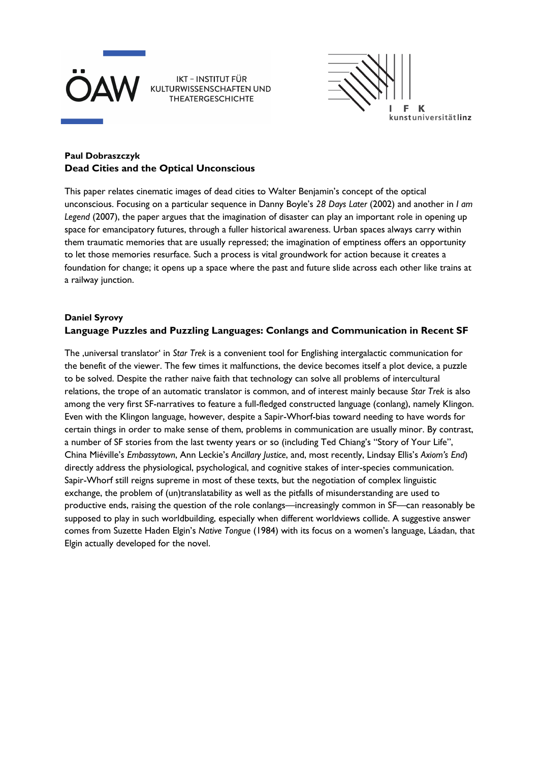**Paul Dobraszczyk**
**Dead Cities and the Optical Unconscious**

This paper relates cinematic images of dead cities to Walter Benjamin's concept of the optical unconscious. Focusing on a particular sequence in Danny Boyle's *28 Days Later* (2002) and another in *I am Legend* (2007), the paper argues that the imagination of disaster can play an important role in opening up space for emancipatory futures, through a fuller historical awareness. Urban spaces always carry within them traumatic memories that are usually repressed; the imagination of emptiness offers an opportunity to let those memories resurface. Such a process is vital groundwork for action because it creates a foundation for change; it opens up a space where the past and future slide across each other like trains at a railway junction.

**Daniel Syrovy**
**Language Puzzles and Puzzling Languages: Conlangs and Communication in Recent SF**

The ‚universal translator' in *Star Trek* is a convenient tool for Englishing intergalactic communication for the benefit of the viewer. The few times it malfunctions, the device becomes itself a plot device, a puzzle to be solved. Despite the rather naive faith that technology can solve all problems of intercultural relations, the trope of an automatic translator is common, and of interest mainly because *Star Trek* is also among the very first SF-narratives to feature a full-fledged constructed language (conlang), namely Klingon. Even with the Klingon language, however, despite a Sapir-Whorf-bias toward needing to have words for certain things in order to make sense of them, problems in communication are usually minor. By contrast, a number of SF stories from the last twenty years or so (including Ted Chiang's "Story of Your Life", China Miéville's *Embassytown*, Ann Leckie's *Ancillary Justice*, and, most recently, Lindsay Ellis's *Axiom's End*) directly address the physiological, psychological, and cognitive stakes of inter-species communication. Sapir-Whorf still reigns supreme in most of these texts, but the negotiation of complex linguistic exchange, the problem of (un)translatability as well as the pitfalls of misunderstanding are used to productive ends, raising the question of the role conlangs—increasingly common in SF—can reasonably be supposed to play in such worldbuilding, especially when different worldviews collide. A suggestive answer comes from Suzette Haden Elgin's *Native Tongue* (1984) with its focus on a women's language, Láadan, that Elgin actually developed for the novel.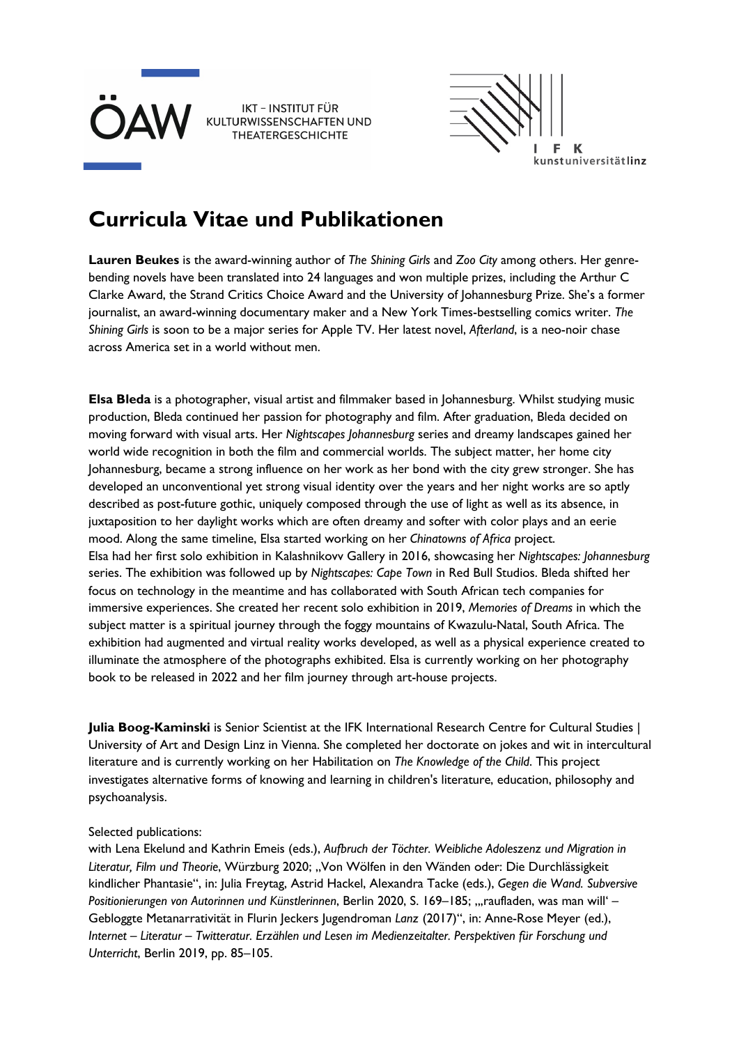# Curricula Vitae und Publikationen

**Lauren Beukes** is the award-winning author of *The Shining Girls* and *Zoo City* among others. Her genre-bending novels have been translated into 24 languages and won multiple prizes, including the Arthur C Clarke Award, the Strand Critics Choice Award and the University of Johannesburg Prize. She's a former journalist, an award-winning documentary maker and a New York Times-bestselling comics writer. *The Shining Girls* is soon to be a major series for Apple TV. Her latest novel, *Afterland*, is a neo-noir chase across America set in a world without men.

**Elsa Bleda** is a photographer, visual artist and filmmaker based in Johannesburg. Whilst studying music production, Bleda continued her passion for photography and film. After graduation, Bleda decided on moving forward with visual arts. Her *Nightscapes Johannesburg* series and dreamy landscapes gained her world wide recognition in both the film and commercial worlds. The subject matter, her home city Johannesburg, became a strong influence on her work as her bond with the city grew stronger. She has developed an unconventional yet strong visual identity over the years and her night works are so aptly described as post-future gothic, uniquely composed through the use of light as well as its absence, in juxtaposition to her daylight works which are often dreamy and softer with color plays and an eerie mood. Along the same timeline, Elsa started working on her *Chinatowns of Africa* project.
Elsa had her first solo exhibition in Kalashnikovv Gallery in 2016, showcasing her *Nightscapes: Johannesburg* series. The exhibition was followed up by *Nightscapes: Cape Town* in Red Bull Studios. Bleda shifted her focus on technology in the meantime and has collaborated with South African tech companies for immersive experiences. She created her recent solo exhibition in 2019, *Memories of Dreams* in which the subject matter is a spiritual journey through the foggy mountains of Kwazulu-Natal, South Africa. The exhibition had augmented and virtual reality works developed, as well as a physical experience created to illuminate the atmosphere of the photographs exhibited. Elsa is currently working on her photography book to be released in 2022 and her film journey through art-house projects.

**Julia Boog-Kaminski** is Senior Scientist at the IFK International Research Centre for Cultural Studies | University of Art and Design Linz in Vienna. She completed her doctorate on jokes and wit in intercultural literature and is currently working on her Habilitation on *The Knowledge of the Child*. This project investigates alternative forms of knowing and learning in children's literature, education, philosophy and psychoanalysis.

Selected publications:
with Lena Ekelund and Kathrin Emeis (eds.), *Aufbruch der Töchter. Weibliche Adoleszenz und Migration in Literatur, Film und Theorie*, Würzburg 2020; „Von Wölfen in den Wänden oder: Die Durchlässigkeit kindlicher Phantasie", in: Julia Freytag, Astrid Hackel, Alexandra Tacke (eds.), *Gegen die Wand. Subversive Positionierungen von Autorinnen und Künstlerinnen*, Berlin 2020, S. 169–185; „‚raufladen, was man will' – Gebloggte Metanarrativität in Flurin Jeckers Jugendroman *Lanz* (2017)", in: Anne-Rose Meyer (ed.), *Internet – Literatur – Twitteratur. Erzählen und Lesen im Medienzeitalter. Perspektiven für Forschung und Unterricht*, Berlin 2019, pp. 85–105.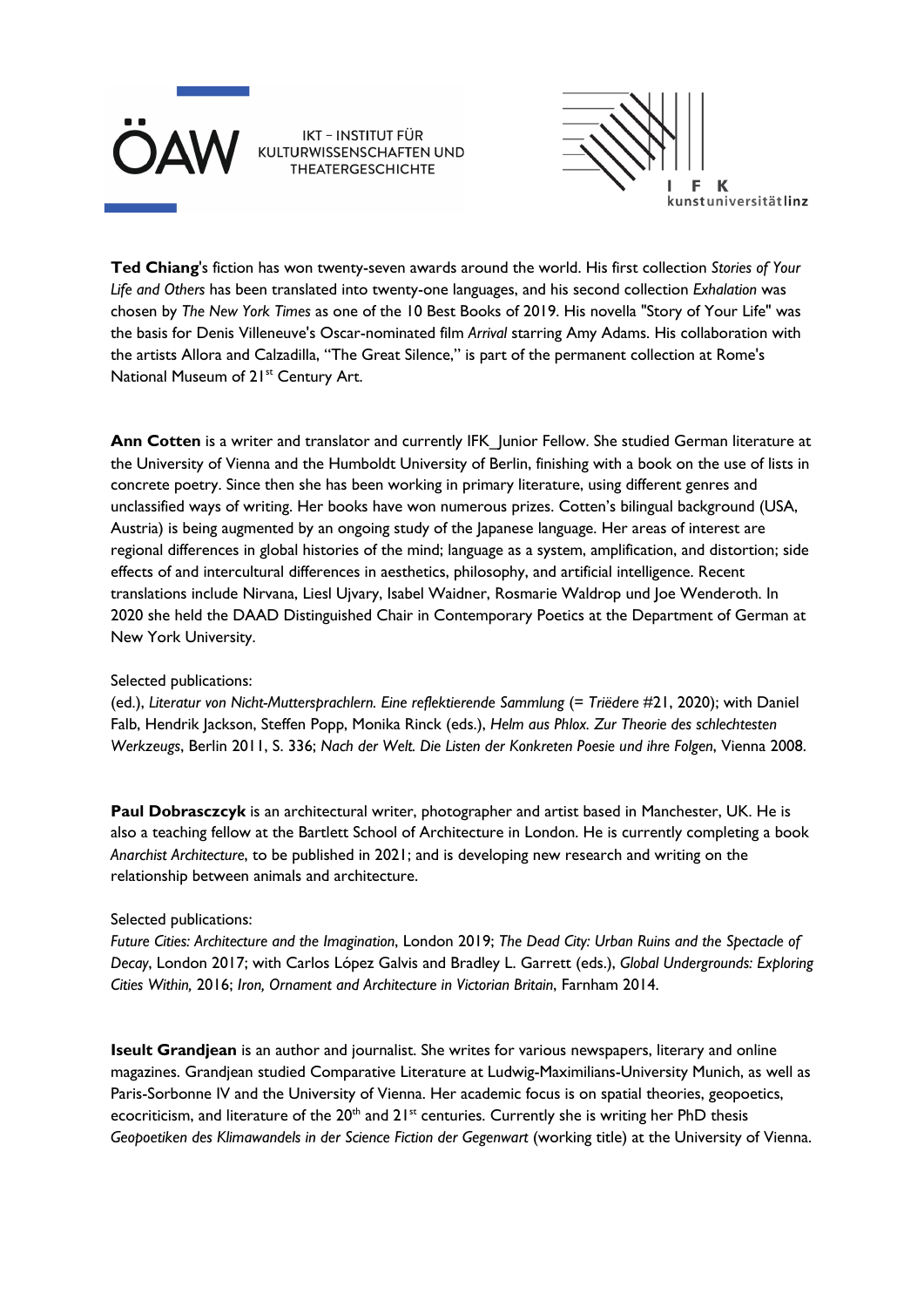**Ted Chiang**'s fiction has won twenty-seven awards around the world. His first collection *Stories of Your Life and Others* has been translated into twenty-one languages, and his second collection *Exhalation* was chosen by *The New York Times* as one of the 10 Best Books of 2019. His novella "Story of Your Life" was the basis for Denis Villeneuve's Oscar-nominated film *Arrival* starring Amy Adams. His collaboration with the artists Allora and Calzadilla, "The Great Silence," is part of the permanent collection at Rome's National Museum of 21st Century Art.

**Ann Cotten** is a writer and translator and currently IFK_Junior Fellow. She studied German literature at the University of Vienna and the Humboldt University of Berlin, finishing with a book on the use of lists in concrete poetry. Since then she has been working in primary literature, using different genres and unclassified ways of writing. Her books have won numerous prizes. Cotten's bilingual background (USA, Austria) is being augmented by an ongoing study of the Japanese language. Her areas of interest are regional differences in global histories of the mind; language as a system, amplification, and distortion; side effects of and intercultural differences in aesthetics, philosophy, and artificial intelligence. Recent translations include Nirvana, Liesl Ujvary, Isabel Waidner, Rosmarie Waldrop und Joe Wenderoth. In 2020 she held the DAAD Distinguished Chair in Contemporary Poetics at the Department of German at New York University.

Selected publications:
(ed.), *Literatur von Nicht-Muttersprachlern. Eine reflektierende Sammlung* (= *Triëdere* #21, 2020); with Daniel Falb, Hendrik Jackson, Steffen Popp, Monika Rinck (eds.), *Helm aus Phlox. Zur Theorie des schlechtesten Werkzeugs*, Berlin 2011, S. 336; *Nach der Welt. Die Listen der Konkreten Poesie und ihre Folgen*, Vienna 2008.

**Paul Dobrasczyk** is an architectural writer, photographer and artist based in Manchester, UK. He is also a teaching fellow at the Bartlett School of Architecture in London. He is currently completing a book *Anarchist Architecture*, to be published in 2021; and is developing new research and writing on the relationship between animals and architecture.

Selected publications:
*Future Cities: Architecture and the Imagination*, London 2019; *The Dead City: Urban Ruins and the Spectacle of Decay*, London 2017; with Carlos López Galvis and Bradley L. Garrett (eds.), *Global Undergrounds: Exploring Cities Within*, 2016; *Iron, Ornament and Architecture in Victorian Britain*, Farnham 2014.

**Iseult Grandjean** is an author and journalist. She writes for various newspapers, literary and online magazines. Grandjean studied Comparative Literature at Ludwig-Maximilians-University Munich, as well as Paris-Sorbonne IV and the University of Vienna. Her academic focus is on spatial theories, geopoetics, ecocriticism, and literature of the 20th and 21st centuries. Currently she is writing her PhD thesis *Geopoetiken des Klimawandels in der Science Fiction der Gegenwart* (working title) at the University of Vienna.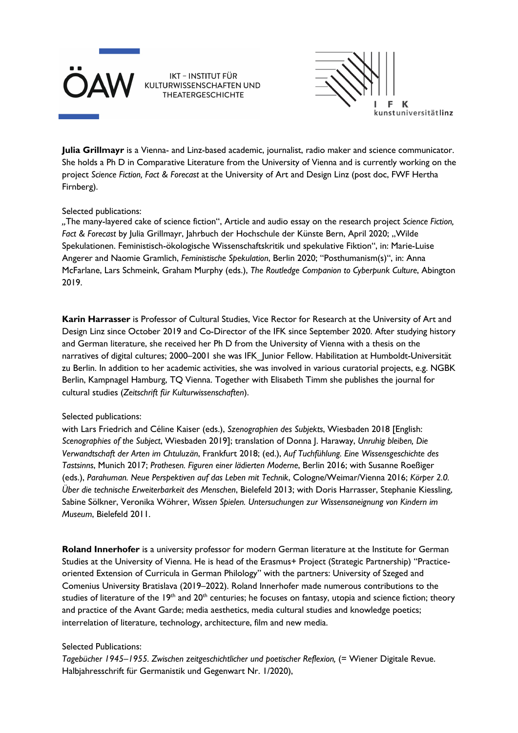**Julia Grillmayr** is a Vienna- and Linz-based academic, journalist, radio maker and science communicator. She holds a Ph D in Comparative Literature from the University of Vienna and is currently working on the project *Science Fiction, Fact & Forecast* at the University of Art and Design Linz (post doc, FWF Hertha Firnberg).

Selected publications:
„The many-layered cake of science fiction", Article and audio essay on the research project *Science Fiction, Fact & Forecast* by Julia Grillmayr, Jahrbuch der Hochschule der Künste Bern, April 2020; „Wilde Spekulationen. Feministisch-ökologische Wissenschaftskritik und spekulative Fiktion", in: Marie-Luise Angerer and Naomie Gramlich, *Feministische Spekulation*, Berlin 2020; "Posthumanism(s)", in: Anna McFarlane, Lars Schmeink, Graham Murphy (eds.), *The Routledge Companion to Cyberpunk Culture*, Abington 2019.

**Karin Harrasser** is Professor of Cultural Studies, Vice Rector for Research at the University of Art and Design Linz since October 2019 and Co-Director of the IFK since September 2020. After studying history and German literature, she received her Ph D from the University of Vienna with a thesis on the narratives of digital cultures; 2000–2001 she was IFK_Junior Fellow. Habilitation at Humboldt-Universität zu Berlin. In addition to her academic activities, she was involved in various curatorial projects, e.g. NGBK Berlin, Kampnagel Hamburg, TQ Vienna. Together with Elisabeth Timm she publishes the journal for cultural studies (*Zeitschrift für Kulturwissenschaften*).

Selected publications:
with Lars Friedrich and Céline Kaiser (eds.), *Szenographien des Subjekts*, Wiesbaden 2018 [English: *Scenographies of the Subject*, Wiesbaden 2019]; translation of Donna J. Haraway, *Unruhig bleiben, Die Verwandtschaft der Arten im Chtuluzän*, Frankfurt 2018; (ed.), *Auf Tuchfühlung. Eine Wissensgeschichte des Tastsinns*, Munich 2017; *Prothesen. Figuren einer lädierten Moderne*, Berlin 2016; with Susanne Roeßiger (eds.), *Parahuman. Neue Perspektiven auf das Leben mit Technik*, Cologne/Weimar/Vienna 2016; *Körper 2.0. Über die technische Erweiterbarkeit des Menschen*, Bielefeld 2013; with Doris Harrasser, Stephanie Kiessling, Sabine Sölkner, Veronika Wöhrer, *Wissen Spielen. Untersuchungen zur Wissensaneignung von Kindern im Museum*, Bielefeld 2011.

**Roland Innerhofer** is a university professor for modern German literature at the Institute for German Studies at the University of Vienna. He is head of the Erasmus+ Project (Strategic Partnership) "Practice-oriented Extension of Curricula in German Philology" with the partners: University of Szeged and Comenius University Bratislava (2019–2022). Roland Innerhofer made numerous contributions to the studies of literature of the 19th and 20th centuries; he focuses on fantasy, utopia and science fiction; theory and practice of the Avant Garde; media aesthetics, media cultural studies and knowledge poetics; interrelation of literature, technology, architecture, film and new media.

Selected Publications:
*Tagebücher 1945–1955. Zwischen zeitgeschichtlicher und poetischer Reflexion,* (= Wiener Digitale Revue. Halbjahresschrift für Germanistik und Gegenwart Nr. 1/2020),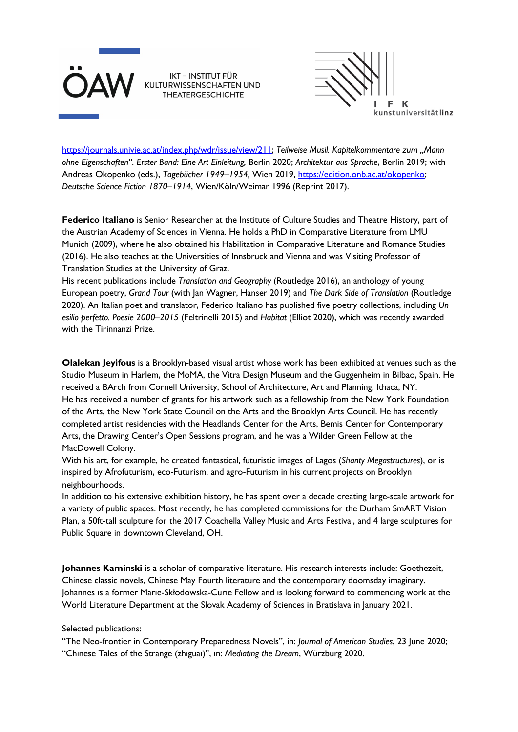https://journals.univie.ac.at/index.php/wdr/issue/view/211; *Teilweise Musil. Kapitelkommentare zum „Mann ohne Eigenschaften". Erster Band: Eine Art Einleitung,* Berlin 2020; *Architektur aus Sprache*, Berlin 2019; with Andreas Okopenko (eds.), *Tagebücher 1949–1954,* Wien 2019, https://edition.onb.ac.at/okopenko; *Deutsche Science Fiction 1870–1914*, Wien/Köln/Weimar 1996 (Reprint 2017).

**Federico Italiano** is Senior Researcher at the Institute of Culture Studies and Theatre History, part of the Austrian Academy of Sciences in Vienna. He holds a PhD in Comparative Literature from LMU Munich (2009), where he also obtained his Habilitation in Comparative Literature and Romance Studies (2016). He also teaches at the Universities of Innsbruck and Vienna and was Visiting Professor of Translation Studies at the University of Graz.
His recent publications include *Translation and Geography* (Routledge 2016), an anthology of young European poetry, *Grand Tour* (with Jan Wagner, Hanser 2019) and *The Dark Side of Translation* (Routledge 2020). An Italian poet and translator, Federico Italiano has published five poetry collections, including *Un esilio perfetto. Poesie 2000–2015* (Feltrinelli 2015) and *Habitat* (Elliot 2020), which was recently awarded with the Tirinnanzi Prize.

**Olalekan Jeyifous** is a Brooklyn-based visual artist whose work has been exhibited at venues such as the Studio Museum in Harlem, the MoMA, the Vitra Design Museum and the Guggenheim in Bilbao, Spain. He received a BArch from Cornell University, School of Architecture, Art and Planning, Ithaca, NY.
He has received a number of grants for his artwork such as a fellowship from the New York Foundation of the Arts, the New York State Council on the Arts and the Brooklyn Arts Council. He has recently completed artist residencies with the Headlands Center for the Arts, Bemis Center for Contemporary Arts, the Drawing Center's Open Sessions program, and he was a Wilder Green Fellow at the MacDowell Colony.
With his art, for example, he created fantastical, futuristic images of Lagos (*Shanty Megastructures*), or is inspired by Afrofuturism, eco-Futurism, and agro-Futurism in his current projects on Brooklyn neighbourhoods.
In addition to his extensive exhibition history, he has spent over a decade creating large-scale artwork for a variety of public spaces. Most recently, he has completed commissions for the Durham SmART Vision Plan, a 50ft-tall sculpture for the 2017 Coachella Valley Music and Arts Festival, and 4 large sculptures for Public Square in downtown Cleveland, OH.

**Johannes Kaminski** is a scholar of comparative literature. His research interests include: Goethezeit, Chinese classic novels, Chinese May Fourth literature and the contemporary doomsday imaginary. Johannes is a former Marie-Skłodowska-Curie Fellow and is looking forward to commencing work at the World Literature Department at the Slovak Academy of Sciences in Bratislava in January 2021.

Selected publications:
"The Neo-frontier in Contemporary Preparedness Novels", in: *Journal of American Studies*, 23 June 2020; "Chinese Tales of the Strange (zhiguai)", in: *Mediating the Dream*, Würzburg 2020.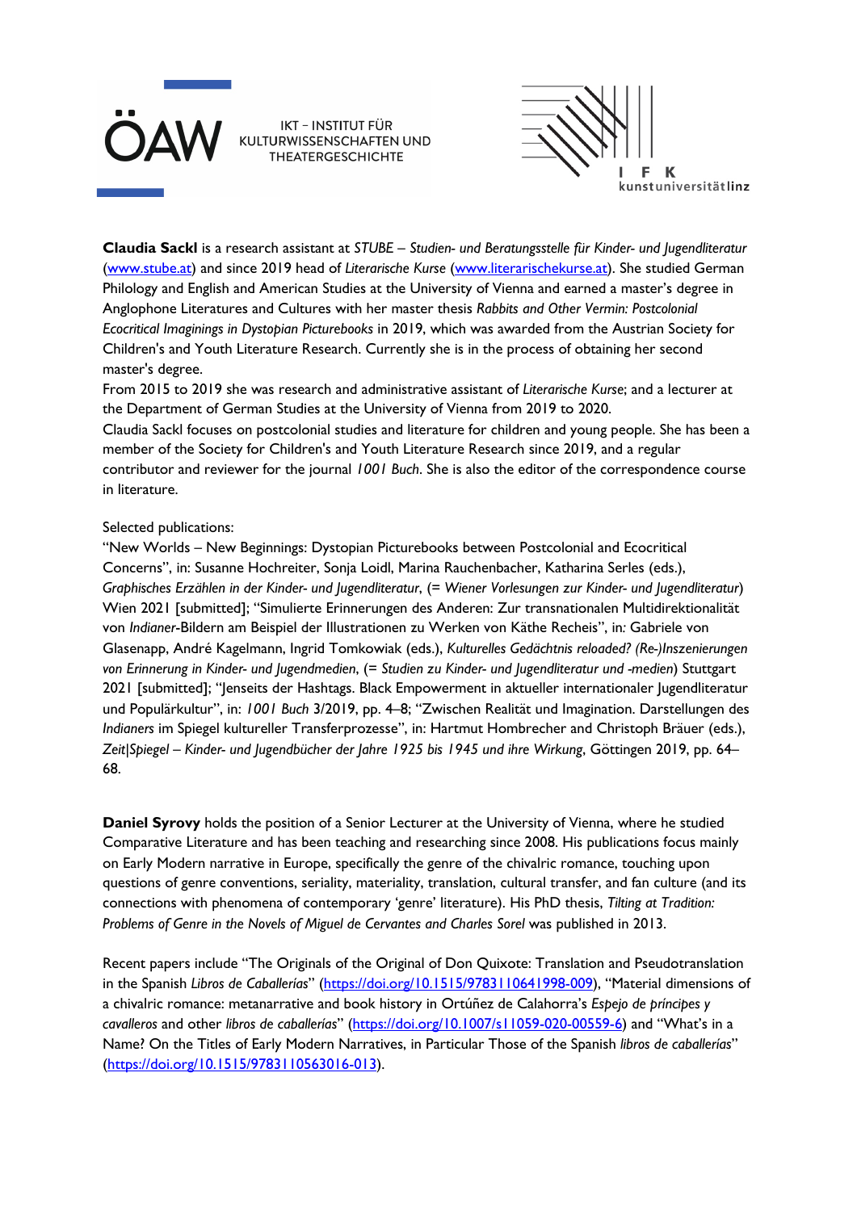**Claudia Sackl** is a research assistant at *STUBE – Studien- und Beratungsstelle für Kinder- und Jugendliteratur* (www.stube.at) and since 2019 head of *Literarische Kurse* (www.literarischekurse.at). She studied German Philology and English and American Studies at the University of Vienna and earned a master's degree in Anglophone Literatures and Cultures with her master thesis *Rabbits and Other Vermin: Postcolonial Ecocritical Imaginings in Dystopian Picturebooks* in 2019, which was awarded from the Austrian Society for Children's and Youth Literature Research. Currently she is in the process of obtaining her second master's degree.

From 2015 to 2019 she was research and administrative assistant of *Literarische Kurse*; and a lecturer at the Department of German Studies at the University of Vienna from 2019 to 2020.

Claudia Sackl focuses on postcolonial studies and literature for children and young people. She has been a member of the Society for Children's and Youth Literature Research since 2019, and a regular contributor and reviewer for the journal *1001 Buch*. She is also the editor of the correspondence course in literature.

Selected publications:

"New Worlds – New Beginnings: Dystopian Picturebooks between Postcolonial and Ecocritical Concerns", in: Susanne Hochreiter, Sonja Loidl, Marina Rauchenbacher, Katharina Serles (eds.), *Graphisches Erzählen in der Kinder- und Jugendliteratur*, (= *Wiener Vorlesungen zur Kinder- und Jugendliteratur*) Wien 2021 [submitted]; "Simulierte Erinnerungen des Anderen: Zur transnationalen Multidirektionalität von *Indianer*-Bildern am Beispiel der Illustrationen zu Werken von Käthe Recheis", in: Gabriele von Glasenapp, André Kagelmann, Ingrid Tomkowiak (eds.), *Kulturelles Gedächtnis reloaded? (Re-)Inszenierungen von Erinnerung in Kinder- und Jugendmedien*, (= *Studien zu Kinder- und Jugendliteratur und -medien*) Stuttgart 2021 [submitted]; "Jenseits der Hashtags. Black Empowerment in aktueller internationaler Jugendliteratur und Populärkultur", in: *1001 Buch* 3/2019, pp. 4–8; "Zwischen Realität und Imagination. Darstellungen des *Indianers* im Spiegel kultureller Transferprozesse", in: Hartmut Hombrecher and Christoph Bräuer (eds.), *Zeit|Spiegel – Kinder- und Jugendbücher der Jahre 1925 bis 1945 und ihre Wirkung*, Göttingen 2019, pp. 64–68.

**Daniel Syrovy** holds the position of a Senior Lecturer at the University of Vienna, where he studied Comparative Literature and has been teaching and researching since 2008. His publications focus mainly on Early Modern narrative in Europe, specifically the genre of the chivalric romance, touching upon questions of genre conventions, seriality, materiality, translation, cultural transfer, and fan culture (and its connections with phenomena of contemporary 'genre' literature). His PhD thesis, *Tilting at Tradition: Problems of Genre in the Novels of Miguel de Cervantes and Charles Sorel* was published in 2013.

Recent papers include "The Originals of the Original of Don Quixote: Translation and Pseudotranslation in the Spanish *Libros de Caballerías*" (https://doi.org/10.1515/9783110641998-009), "Material dimensions of a chivalric romance: metanarrative and book history in Ortúñez de Calahorra's *Espejo de príncipes y cavalleros* and other *libros de caballerías*" (https://doi.org/10.1007/s11059-020-00559-6) and "What's in a Name? On the Titles of Early Modern Narratives, in Particular Those of the Spanish *libros de caballerías*" (https://doi.org/10.1515/9783110563016-013).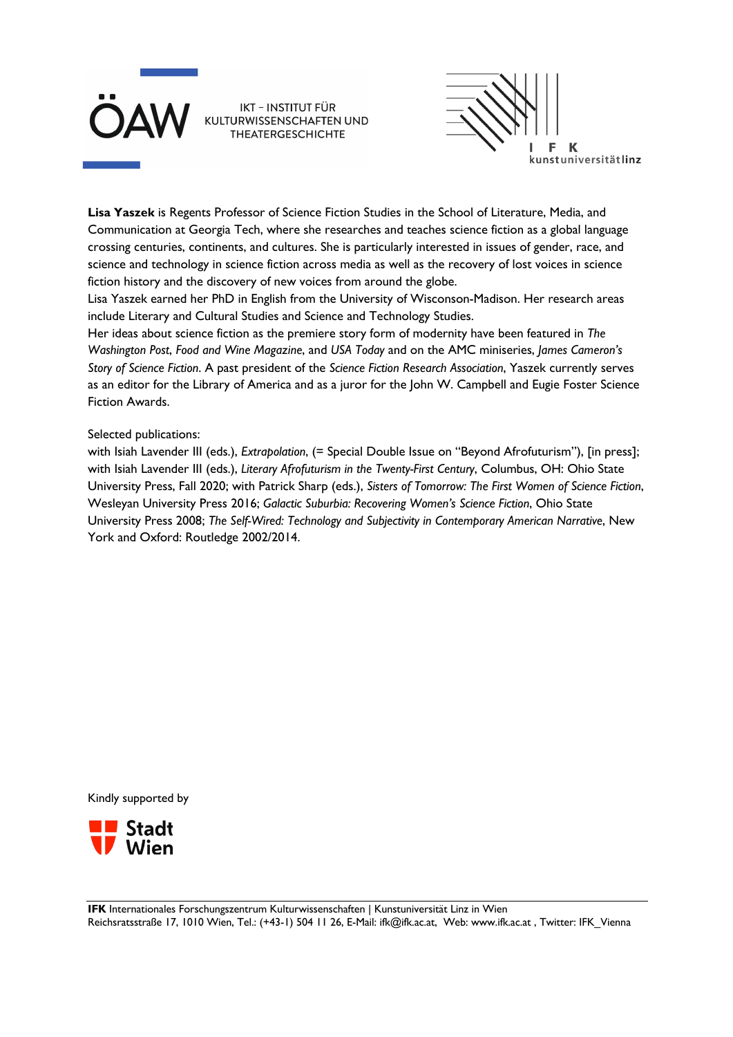ÖAW IKT – INSTITUT FÜR KULTURWISSENSCHAFTEN UND THEATERGESCHICHTE

I F K kunstuniversitätlinz

**Lisa Yaszek** is Regents Professor of Science Fiction Studies in the School of Literature, Media, and Communication at Georgia Tech, where she researches and teaches science fiction as a global language crossing centuries, continents, and cultures. She is particularly interested in issues of gender, race, and science and technology in science fiction across media as well as the recovery of lost voices in science fiction history and the discovery of new voices from around the globe.
Lisa Yaszek earned her PhD in English from the University of Wisconson-Madison. Her research areas include Literary and Cultural Studies and Science and Technology Studies.
Her ideas about science fiction as the premiere story form of modernity have been featured in *The Washington Post*, *Food and Wine Magazine*, and *USA Today* and on the AMC miniseries, *James Cameron's Story of Science Fiction*. A past president of the *Science Fiction Research Association*, Yaszek currently serves as an editor for the Library of America and as a juror for the John W. Campbell and Eugie Foster Science Fiction Awards.

Selected publications:
with Isiah Lavender III (eds.), *Extrapolation*, (= Special Double Issue on "Beyond Afrofuturism"), [in press]; with Isiah Lavender III (eds.), *Literary Afrofuturism in the Twenty-First Century*, Columbus, OH: Ohio State University Press, Fall 2020; with Patrick Sharp (eds.), *Sisters of Tomorrow: The First Women of Science Fiction*, Wesleyan University Press 2016; *Galactic Suburbia: Recovering Women's Science Fiction*, Ohio State University Press 2008; *The Self-Wired: Technology and Subjectivity in Contemporary American Narrative*, New York and Oxford: Routledge 2002/2014.

Kindly supported by

Stadt Wien

**IFK** Internationales Forschungszentrum Kulturwissenschaften | Kunstuniversität Linz in Wien
Reichsratsstraße 17, 1010 Wien, Tel.: (+43-1) 504 11 26, E-Mail: ifk@ifk.ac.at, Web: www.ifk.ac.at , Twitter: IFK_Vienna